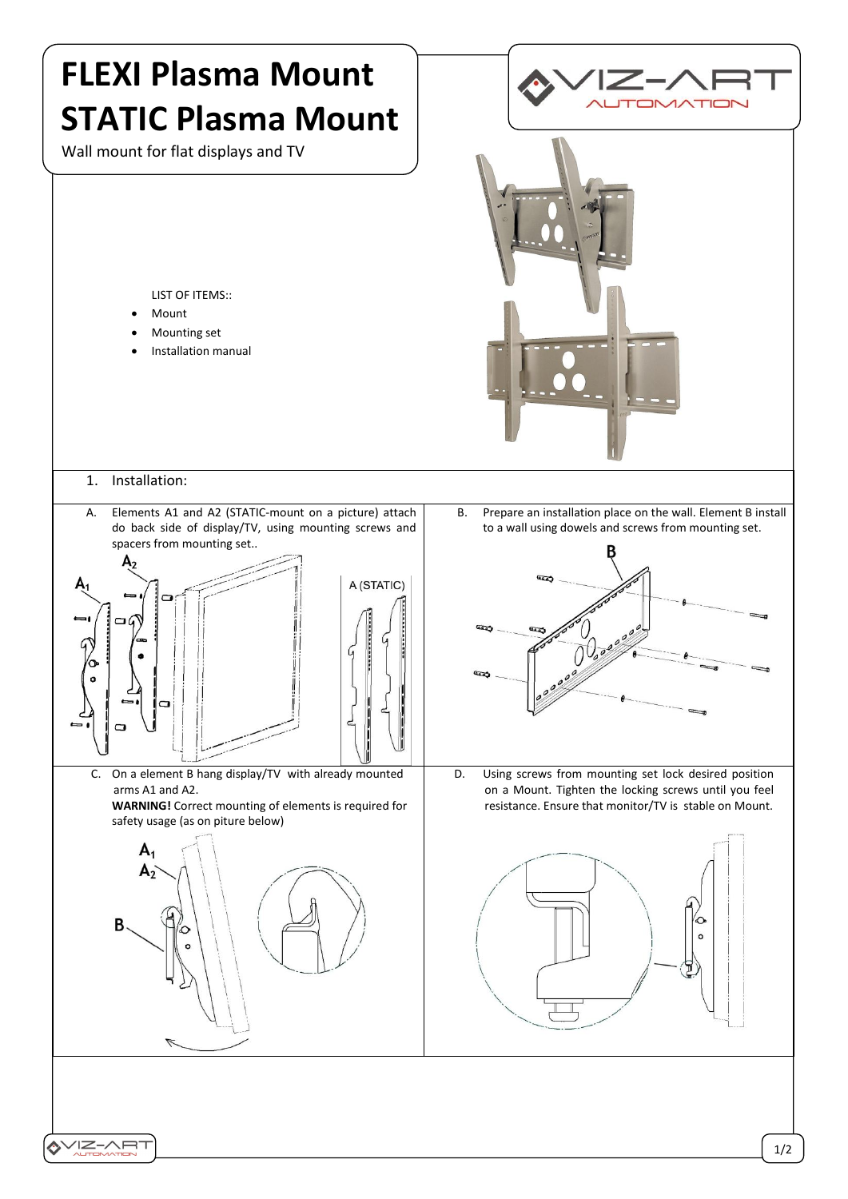# FLEXI Plasma Mount
# STATIC Plasma Mount

Wall mount for flat displays and TV

LIST OF ITEMS::

- Mount
- Mounting set
- Installation manual

1. Installation:

A. Elements A1 and A2 (STATIC-mount on a picture) attach do back side of display/TV, using mounting screws and spacers from mounting set..

B. Prepare an installation place on the wall. Element B install to a wall using dowels and screws from mounting set.

C. On a element B hang display/TV with already mounted arms A1 and A2.
**WARNING!** Correct mounting of elements is required for safety usage (as on piture below)

D. Using screws from mounting set lock desired position on a Mount. Tighten the locking screws until you feel resistance. Ensure that monitor/TV is stable on Mount.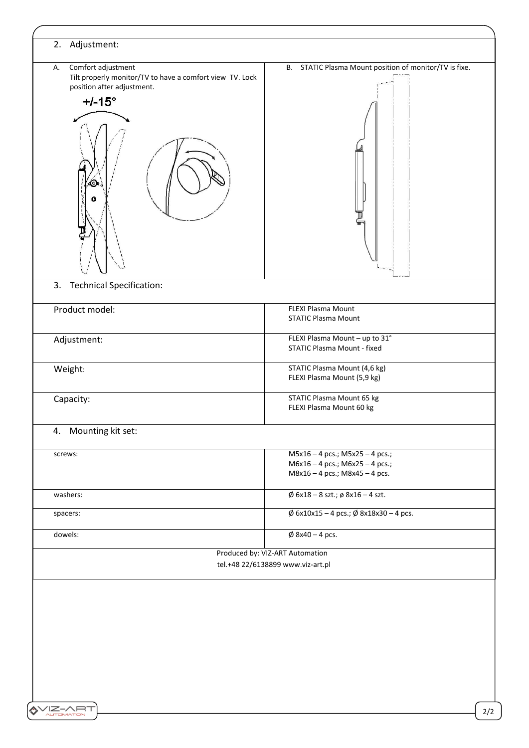## 2. Adjustment:

A. Comfort adjustment
Tilt properly monitor/TV to have a comfort view TV. Lock position after adjustment.

+/-15°

B. STATIC Plasma Mount position of monitor/TV is fixe.

## 3. Technical Specification:

| | |
|---|---|
| Product model: | FLEXI Plasma Mount<br>STATIC Plasma Mount |
| Adjustment: | FLEXI Plasma Mount – up to 31°<br>STATIC Plasma Mount - fixed |
| Weight: | STATIC Plasma Mount (4,6 kg)<br>FLEXI Plasma Mount (5,9 kg) |
| Capacity: | STATIC Plasma Mount 65 kg<br>FLEXI Plasma Mount 60 kg |

## 4. Mounting kit set:

| | |
|---|---|
| screws: | M5x16 – 4 pcs.; M5x25 – 4 pcs.;<br>M6x16 – 4 pcs.; M6x25 – 4 pcs.;<br>M8x16 – 4 pcs.; M8x45 – 4 pcs. |
| washers: | Ø 6x18 – 8 szt.; ø 8x16 – 4 szt. |
| spacers: | Ø 6x10x15 – 4 pcs.; Ø 8x18x30 – 4 pcs. |
| dowels: | Ø 8x40 – 4 pcs. |

Produced by: VIZ-ART Automation
tel.+48 22/6138899 www.viz-art.pl